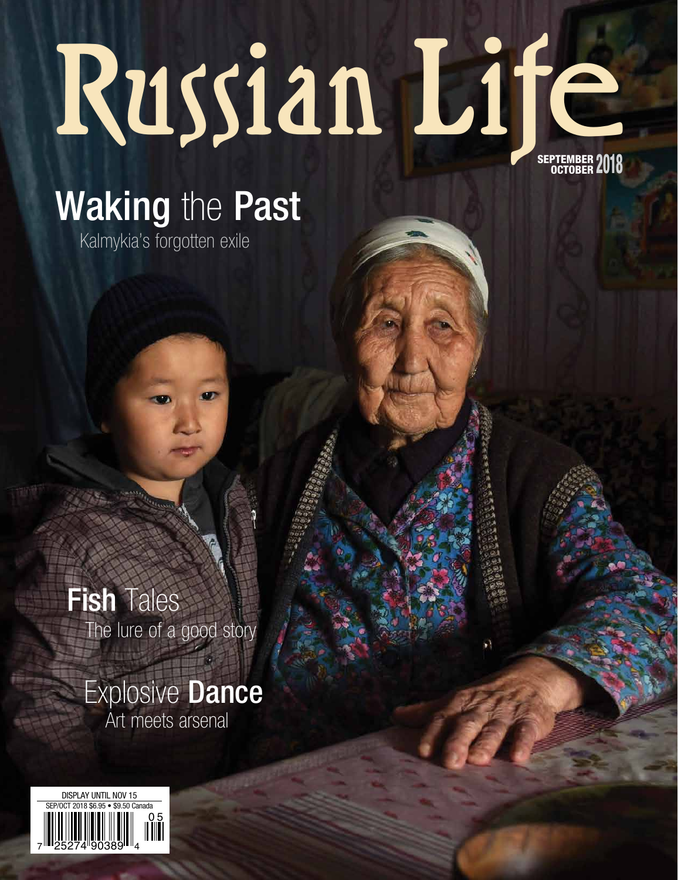# Russian Life

SEPTEMBER OCTOBER 2018

## Waking the Past

Kalmykia's forgotten exile

## Fish Tales

The lure of a good story

## Explosive Dance

Art meets arsenal

DISPLAY UNTIL NOV 15

SEP/OCT 2018 $6.95 • $9.50 Canada

7 25274 90389 4 05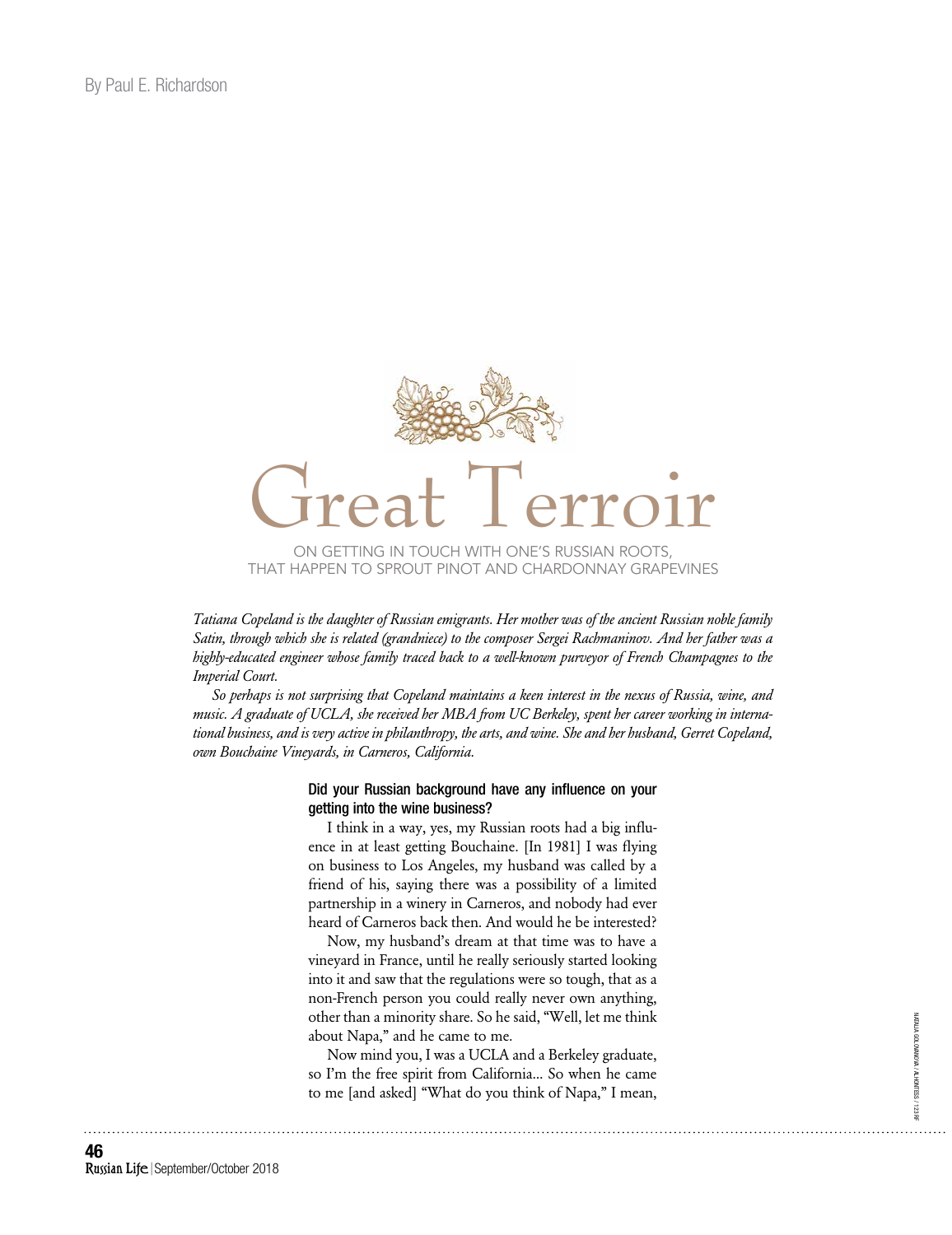By Paul E. Richardson

# Great Terroir

ON GETTING IN TOUCH WITH ONE'S RUSSIAN ROOTS, THAT HAPPEN TO SPROUT PINOT AND CHARDONNAY GRAPEVINES

*Tatiana Copeland is the daughter of Russian emigrants. Her mother was of the ancient Russian noble family Satin, through which she is related (grandniece) to the composer Sergei Rachmaninov. And her father was a highly-educated engineer whose family traced back to a well-known purveyor of French Champagnes to the Imperial Court.*

*So perhaps is not surprising that Copeland maintains a keen interest in the nexus of Russia, wine, and music. A graduate of UCLA, she received her MBA from UC Berkeley, spent her career working in international business, and is very active in philanthropy, the arts, and wine. She and her husband, Gerret Copeland, own Bouchaine Vineyards, in Carneros, California.*

**Did your Russian background have any influence on your getting into the wine business?**

I think in a way, yes, my Russian roots had a big influence in at least getting Bouchaine. [In 1981] I was flying on business to Los Angeles, my husband was called by a friend of his, saying there was a possibility of a limited partnership in a winery in Carneros, and nobody had ever heard of Carneros back then. And would he be interested?

Now, my husband's dream at that time was to have a vineyard in France, until he really seriously started looking into it and saw that the regulations were so tough, that as a non-French person you could really never own anything, other than a minority share. So he said, "Well, let me think about Napa," and he came to me.

Now mind you, I was a UCLA and a Berkeley graduate, so I'm the free spirit from California... So when he came to me [and asked] "What do you think of Napa," I mean,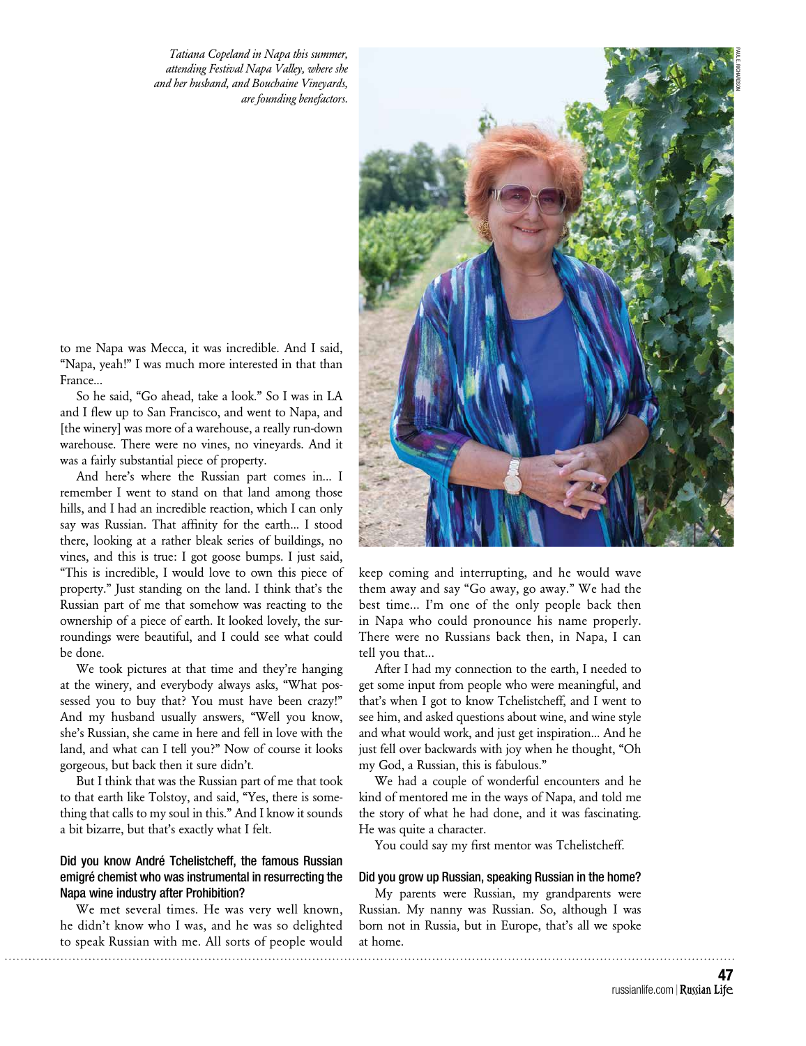*Tatiana Copeland in Napa this summer, attending Festival Napa Valley, where she and her husband, and Bouchaine Vineyards, are founding benefactors.*

to me Napa was Mecca, it was incredible. And I said, "Napa, yeah!" I was much more interested in that than France...

So he said, "Go ahead, take a look." So I was in LA and I flew up to San Francisco, and went to Napa, and [the winery] was more of a warehouse, a really run-down warehouse. There were no vines, no vineyards. And it was a fairly substantial piece of property.

And here's where the Russian part comes in... I remember I went to stand on that land among those hills, and I had an incredible reaction, which I can only say was Russian. That affinity for the earth... I stood there, looking at a rather bleak series of buildings, no vines, and this is true: I got goose bumps. I just said, "This is incredible, I would love to own this piece of property." Just standing on the land. I think that's the Russian part of me that somehow was reacting to the ownership of a piece of earth. It looked lovely, the surroundings were beautiful, and I could see what could be done.

We took pictures at that time and they're hanging at the winery, and everybody always asks, "What possessed you to buy that? You must have been crazy!" And my husband usually answers, "Well you know, she's Russian, she came in here and fell in love with the land, and what can I tell you?" Now of course it looks gorgeous, but back then it sure didn't.

But I think that was the Russian part of me that took to that earth like Tolstoy, and said, "Yes, there is something that calls to my soul in this." And I know it sounds a bit bizarre, but that's exactly what I felt.

**Did you know André Tchelistcheff, the famous Russian emigré chemist who was instrumental in resurrecting the Napa wine industry after Prohibition?**

We met several times. He was very well known, he didn't know who I was, and he was so delighted to speak Russian with me. All sorts of people would keep coming and interrupting, and he would wave them away and say "Go away, go away." We had the best time... I'm one of the only people back then in Napa who could pronounce his name properly. There were no Russians back then, in Napa, I can tell you that...

After I had my connection to the earth, I needed to get some input from people who were meaningful, and that's when I got to know Tchelistcheff, and I went to see him, and asked questions about wine, and wine style and what would work, and just get inspiration... And he just fell over backwards with joy when he thought, "Oh my God, a Russian, this is fabulous."

We had a couple of wonderful encounters and he kind of mentored me in the ways of Napa, and told me the story of what he had done, and it was fascinating. He was quite a character.

You could say my first mentor was Tchelistcheff.

**Did you grow up Russian, speaking Russian in the home?**

My parents were Russian, my grandparents were Russian. My nanny was Russian. So, although I was born not in Russia, but in Europe, that's all we spoke at home.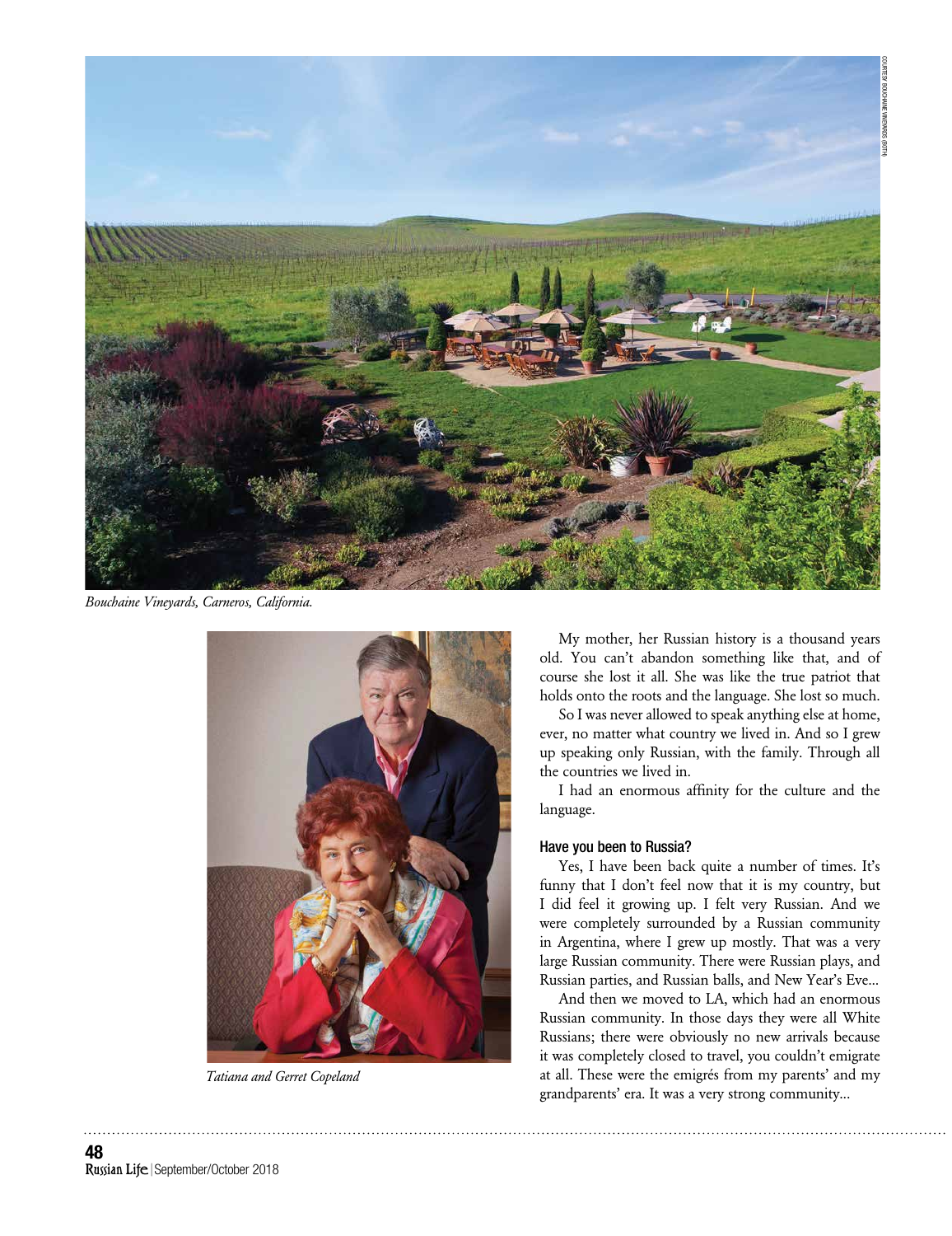*Bouchaine Vineyards, Carneros, California.*

*Tatiana and Gerret Copeland*

My mother, her Russian history is a thousand years old. You can't abandon something like that, and of course she lost it all. She was like the true patriot that holds onto the roots and the language. She lost so much.

So I was never allowed to speak anything else at home, ever, no matter what country we lived in. And so I grew up speaking only Russian, with the family. Through all the countries we lived in.

I had an enormous affinity for the culture and the language.

**Have you been to Russia?**

Yes, I have been back quite a number of times. It's funny that I don't feel now that it is my country, but I did feel it growing up. I felt very Russian. And we were completely surrounded by a Russian community in Argentina, where I grew up mostly. That was a very large Russian community. There were Russian plays, and Russian parties, and Russian balls, and New Year's Eve...

And then we moved to LA, which had an enormous Russian community. In those days they were all White Russians; there were obviously no new arrivals because it was completely closed to travel, you couldn't emigrate at all. These were the emigrés from my parents' and my grandparents' era. It was a very strong community...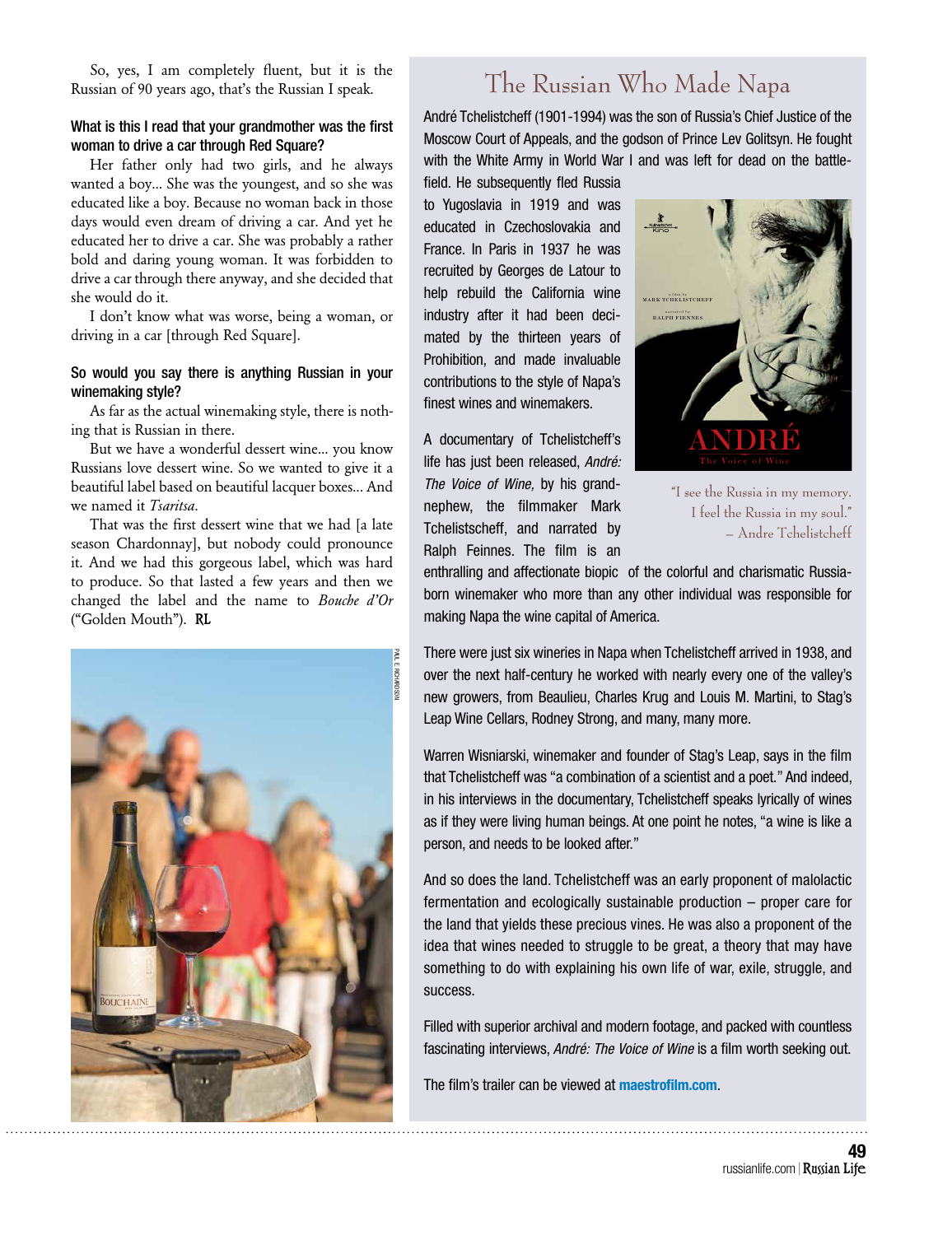So, yes, I am completely fluent, but it is the Russian of 90 years ago, that's the Russian I speak.

**What is this I read that your grandmother was the first woman to drive a car through Red Square?**

Her father only had two girls, and he always wanted a boy... She was the youngest, and so she was educated like a boy. Because no woman back in those days would even dream of driving a car. And yet he educated her to drive a car. She was probably a rather bold and daring young woman. It was forbidden to drive a car through there anyway, and she decided that she would do it.

I don't know what was worse, being a woman, or driving in a car [through Red Square].

**So would you say there is anything Russian in your winemaking style?**

As far as the actual winemaking style, there is nothing that is Russian in there.

But we have a wonderful dessert wine... you know Russians love dessert wine. So we wanted to give it a beautiful label based on beautiful lacquer boxes... And we named it *Tsaritsa*.

That was the first dessert wine that we had [a late season Chardonnay], but nobody could pronounce it. And we had this gorgeous label, which was hard to produce. So that lasted a few years and then we changed the label and the name to *Bouche d'Or* ("Golden Mouth"). RL

## The Russian Who Made Napa

André Tchelistcheff (1901-1994) was the son of Russia's Chief Justice of the Moscow Court of Appeals, and the godson of Prince Lev Golitsyn. He fought with the White Army in World War I and was left for dead on the battlefield. He subsequently fled Russia to Yugoslavia in 1919 and was educated in Czechoslovakia and France. In Paris in 1937 he was recruited by Georges de Latour to help rebuild the California wine industry after it had been decimated by the thirteen years of Prohibition, and made invaluable contributions to the style of Napa's finest wines and winemakers.

A documentary of Tchelistcheff's life has just been released, *André: The Voice of Wine,* by his grandnephew, the filmmaker Mark Tchelistscheff, and narrated by Ralph Feinnes. The film is an enthralling and affectionate biopic of the colorful and charismatic Russia-born winemaker who more than any other individual was responsible for making Napa the wine capital of America.

"I see the Russia in my memory. I feel the Russia in my soul."
– Andre Tchelistcheff

There were just six wineries in Napa when Tchelistcheff arrived in 1938, and over the next half-century he worked with nearly every one of the valley's new growers, from Beaulieu, Charles Krug and Louis M. Martini, to Stag's Leap Wine Cellars, Rodney Strong, and many, many more.

Warren Wisniarski, winemaker and founder of Stag's Leap, says in the film that Tchelistcheff was "a combination of a scientist and a poet." And indeed, in his interviews in the documentary, Tchelistcheff speaks lyrically of wines as if they were living human beings. At one point he notes, "a wine is like a person, and needs to be looked after."

And so does the land. Tchelistcheff was an early proponent of malolactic fermentation and ecologically sustainable production – proper care for the land that yields these precious vines. He was also a proponent of the idea that wines needed to struggle to be great, a theory that may have something to do with explaining his own life of war, exile, struggle, and success.

Filled with superior archival and modern footage, and packed with countless fascinating interviews, *André: The Voice of Wine* is a film worth seeking out.

The film's trailer can be viewed at **maestrofilm.com**.